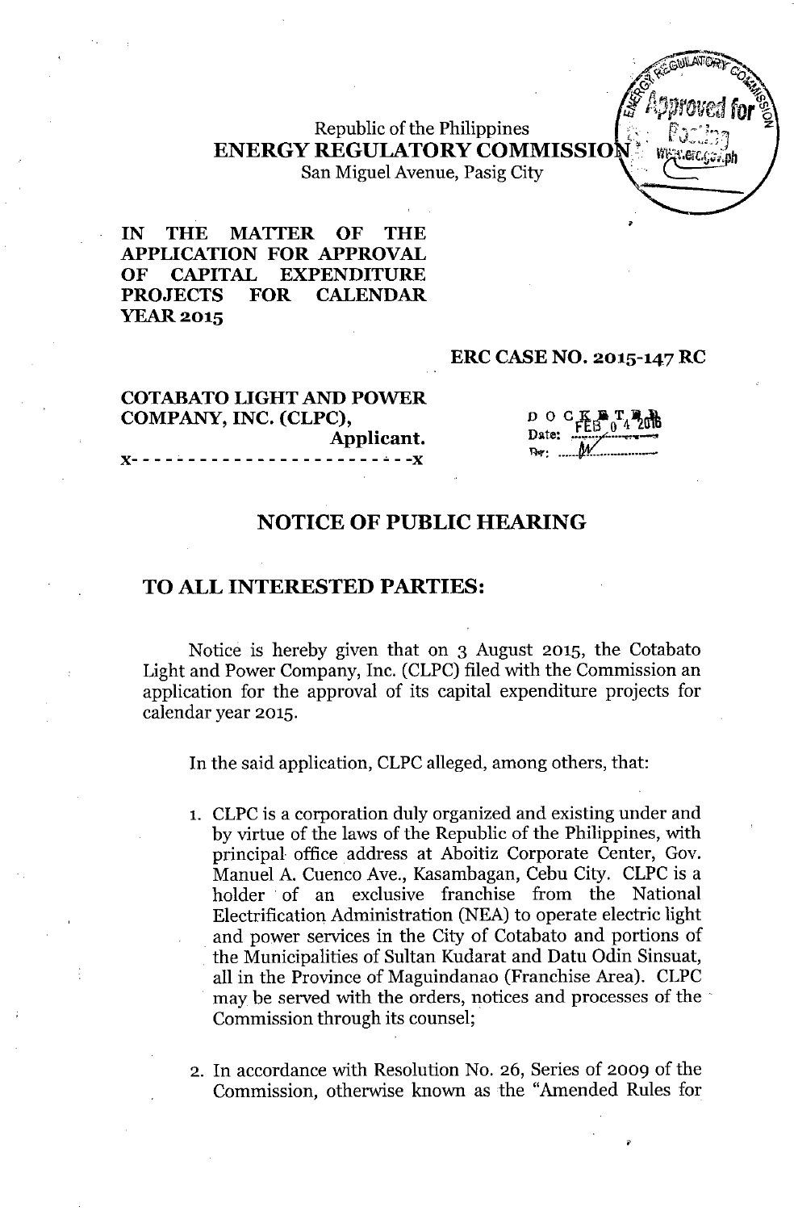Republic of the Philippines
**ENERGY REGULATORY COMMISSION**
San Miguel Avenue, Pasig City

**IN THE MATTER OF THE APPLICATION FOR APPROVAL OF CAPITAL EXPENDITURE PROJECTS FOR CALENDAR YEAR 2015**

**ERC CASE NO. 2015-147 RC**

**COTABATO LIGHT AND POWER COMPANY, INC. (CLPC),**
**Applicant.**
x- - - - - - - - - - - - - - - - - - - - - - - -x

DOCKETED
Date: FEB 04 2016
By: M

## NOTICE OF PUBLIC HEARING

## TO ALL INTERESTED PARTIES:

Notice is hereby given that on 3 August 2015, the Cotabato Light and Power Company, Inc. (CLPC) filed with the Commission an application for the approval of its capital expenditure projects for calendar year 2015.

In the said application, CLPC alleged, among others, that:

1. CLPC is a corporation duly organized and existing under and by virtue of the laws of the Republic of the Philippines, with principal office address at Aboitiz Corporate Center, Gov. Manuel A. Cuenco Ave., Kasambagan, Cebu City. CLPC is a holder of an exclusive franchise from the National Electrification Administration (NEA) to operate electric light and power services in the City of Cotabato and portions of the Municipalities of Sultan Kudarat and Datu Odin Sinsuat, all in the Province of Maguindanao (Franchise Area). CLPC may be served with the orders, notices and processes of the Commission through its counsel;

2. In accordance with Resolution No. 26, Series of 2009 of the Commission, otherwise known as the "Amended Rules for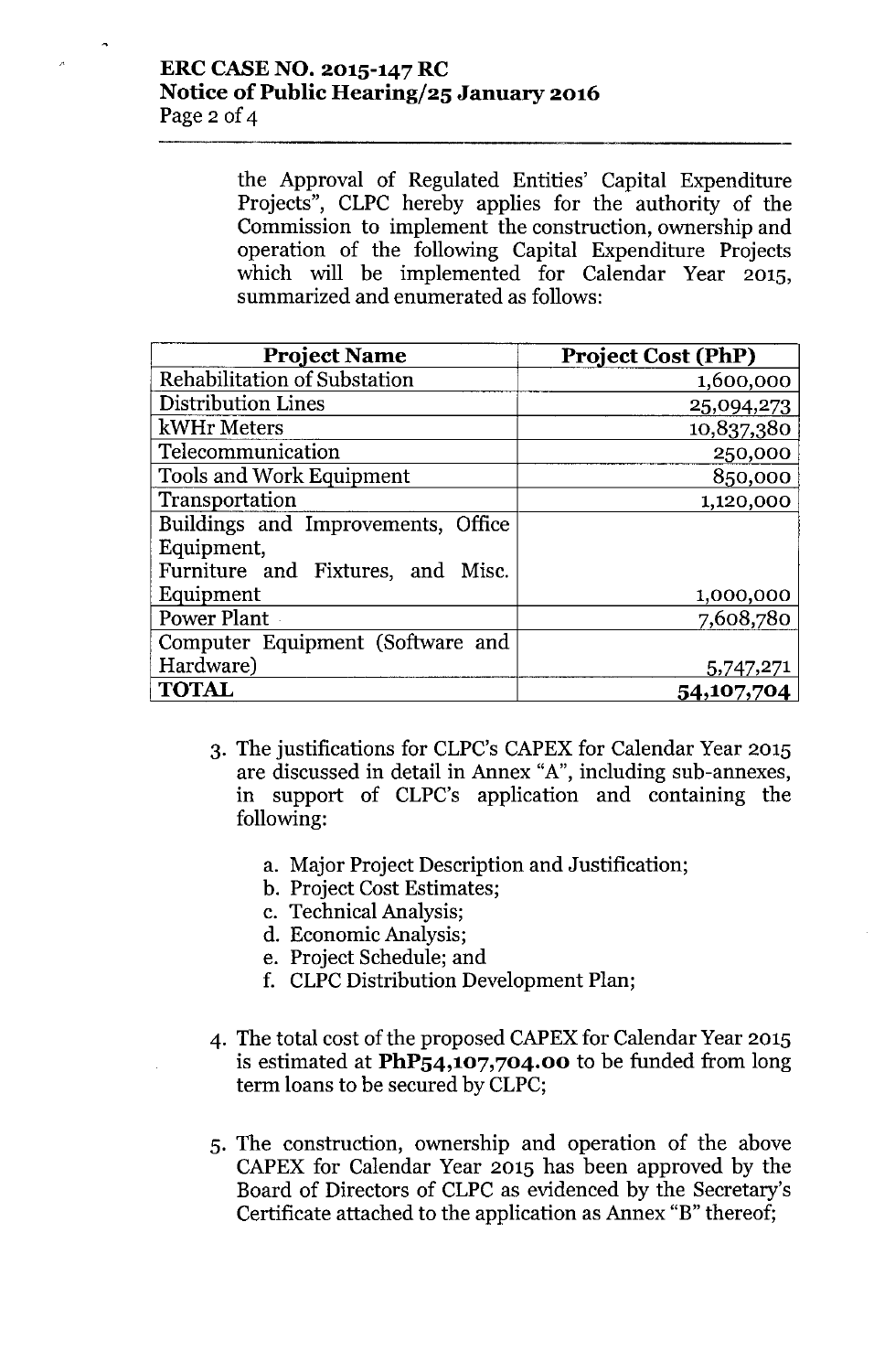the Approval of Regulated Entities' Capital Expenditure Projects", CLPC hereby applies for the authority of the Commission to implement the construction, ownership and operation of the following Capital Expenditure Projects which will be implemented for Calendar Year 2015, summarized and enumerated as follows:

| Project Name | Project Cost (PhP) |
| --- | ---: |
| Rehabilitation of Substation | 1,600,000 |
| Distribution Lines | 25,094,273 |
| kWHr Meters | 10,837,380 |
| Telecommunication | 250,000 |
| Tools and Work Equipment | 850,000 |
| Transportation | 1,120,000 |
| Buildings and Improvements, Office Equipment, Furniture and Fixtures, and Misc. Equipment | 1,000,000 |
| Power Plant | 7,608,780 |
| Computer Equipment (Software and Hardware) | 5,747,271 |
| **TOTAL** | **54,107,704** |

3. The justifications for CLPC's CAPEX for Calendar Year 2015 are discussed in detail in Annex "A", including sub-annexes, in support of CLPC's application and containing the following:

    a. Major Project Description and Justification;
    b. Project Cost Estimates;
    c. Technical Analysis;
    d. Economic Analysis;
    e. Project Schedule; and
    f. CLPC Distribution Development Plan;

4. The total cost of the proposed CAPEX for Calendar Year 2015 is estimated at **PhP54,107,704.00** to be funded from long term loans to be secured by CLPC;

5. The construction, ownership and operation of the above CAPEX for Calendar Year 2015 has been approved by the Board of Directors of CLPC as evidenced by the Secretary's Certificate attached to the application as Annex "B" thereof;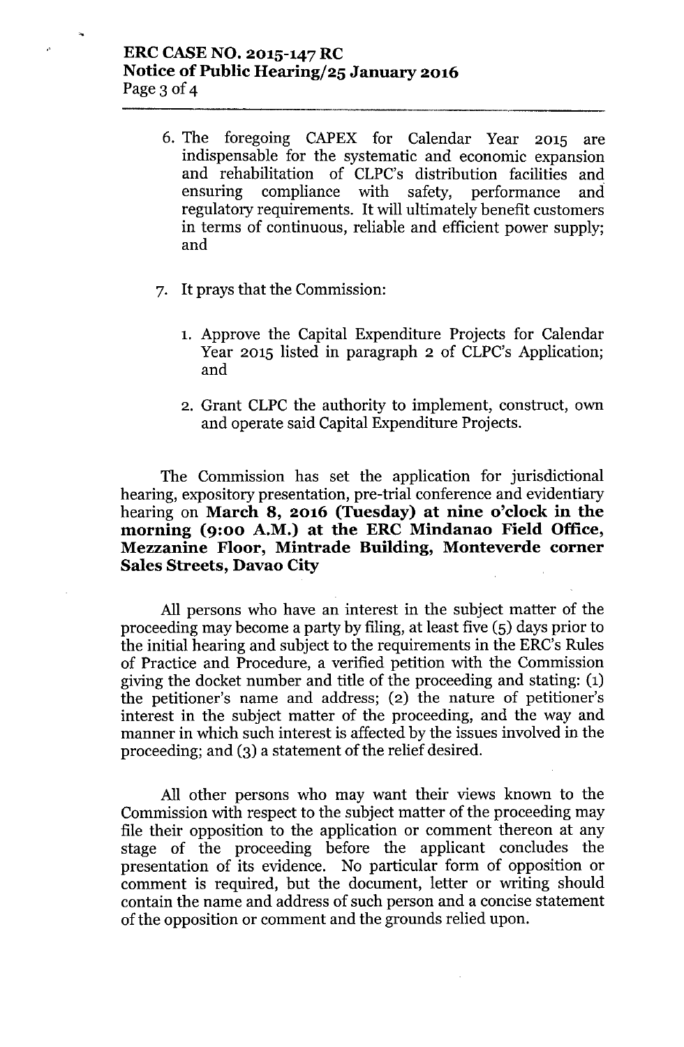6. The foregoing CAPEX for Calendar Year 2015 are indispensable for the systematic and economic expansion and rehabilitation of CLPC's distribution facilities and ensuring compliance with safety, performance and regulatory requirements. It will ultimately benefit customers in terms of continuous, reliable and efficient power supply; and

7. It prays that the Commission:

    1. Approve the Capital Expenditure Projects for Calendar Year 2015 listed in paragraph 2 of CLPC's Application; and

    2. Grant CLPC the authority to implement, construct, own and operate said Capital Expenditure Projects.

The Commission has set the application for jurisdictional hearing, expository presentation, pre-trial conference and evidentiary hearing on **March 8, 2016 (Tuesday) at nine o'clock in the morning (9:00 A.M.) at the ERC Mindanao Field Office, Mezzanine Floor, Mintrade Building, Monteverde corner Sales Streets, Davao City**

All persons who have an interest in the subject matter of the proceeding may become a party by filing, at least five (5) days prior to the initial hearing and subject to the requirements in the ERC's Rules of Practice and Procedure, a verified petition with the Commission giving the docket number and title of the proceeding and stating: (1) the petitioner's name and address; (2) the nature of petitioner's interest in the subject matter of the proceeding, and the way and manner in which such interest is affected by the issues involved in the proceeding; and (3) a statement of the relief desired.

All other persons who may want their views known to the Commission with respect to the subject matter of the proceeding may file their opposition to the application or comment thereon at any stage of the proceeding before the applicant concludes the presentation of its evidence. No particular form of opposition or comment is required, but the document, letter or writing should contain the name and address of such person and a concise statement of the opposition or comment and the grounds relied upon.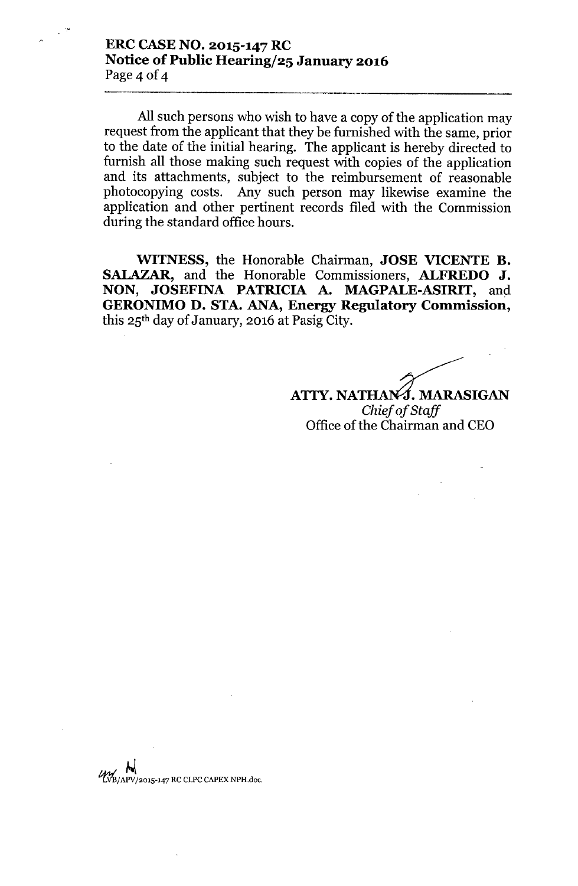All such persons who wish to have a copy of the application may request from the applicant that they be furnished with the same, prior to the date of the initial hearing. The applicant is hereby directed to furnish all those making such request with copies of the application and its attachments, subject to the reimbursement of reasonable photocopying costs. Any such person may likewise examine the application and other pertinent records filed with the Commission during the standard office hours.

**WITNESS,** the Honorable Chairman, **JOSE VICENTE B. SALAZAR,** and the Honorable Commissioners, **ALFREDO J. NON, JOSEFINA PATRICIA A. MAGPALE-ASIRIT,** and **GERONIMO D. STA. ANA, Energy Regulatory Commission,** this 25th day of January, 2016 at Pasig City.

**ATTY. NATHAN J. MARASIGAN**
*Chief of Staff*
Office of the Chairman and CEO

LVB/APV/2015-147 RC CLPC CAPEX NPH.doc.